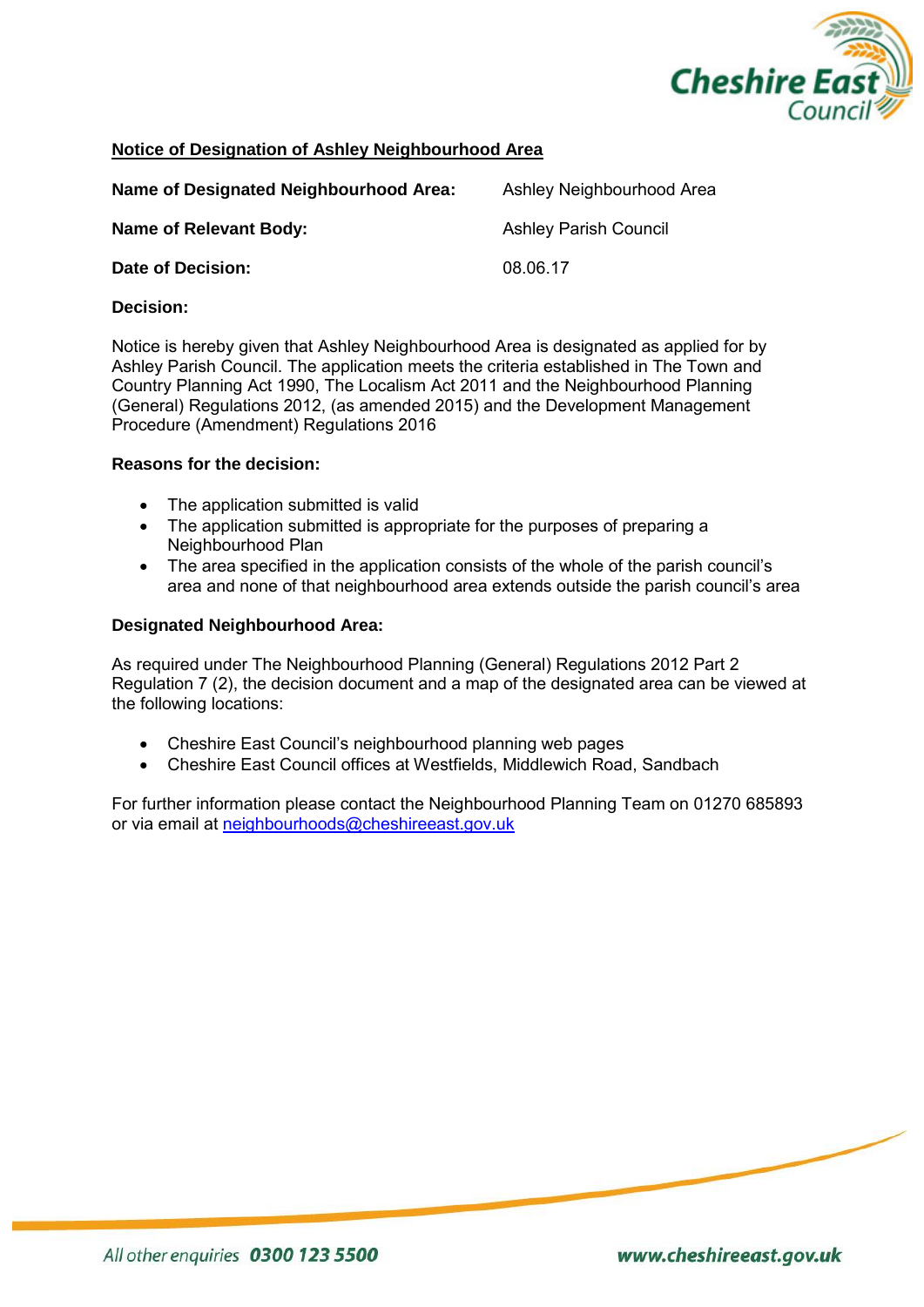## Notice of Designation of Ashley Neighbourhood Area

**Name of Designated Neighbourhood Area:** Ashley Neighbourhood Area

**Name of Relevant Body:** Ashley Parish Council

**Date of Decision:** 08.06.17

**Decision:**

Notice is hereby given that Ashley Neighbourhood Area is designated as applied for by Ashley Parish Council. The application meets the criteria established in The Town and Country Planning Act 1990, The Localism Act 2011 and the Neighbourhood Planning (General) Regulations 2012, (as amended 2015) and the Development Management Procedure (Amendment) Regulations 2016

**Reasons for the decision:**

- The application submitted is valid
- The application submitted is appropriate for the purposes of preparing a Neighbourhood Plan
- The area specified in the application consists of the whole of the parish council's area and none of that neighbourhood area extends outside the parish council's area

**Designated Neighbourhood Area:**

As required under The Neighbourhood Planning (General) Regulations 2012 Part 2 Regulation 7 (2), the decision document and a map of the designated area can be viewed at the following locations:

- Cheshire East Council's neighbourhood planning web pages
- Cheshire East Council offices at Westfields, Middlewich Road, Sandbach

For further information please contact the Neighbourhood Planning Team on 01270 685893 or via email at neighbourhoods@cheshireeast.gov.uk

*All other enquiries* **0300 123 5500** **www.cheshireeast.gov.uk**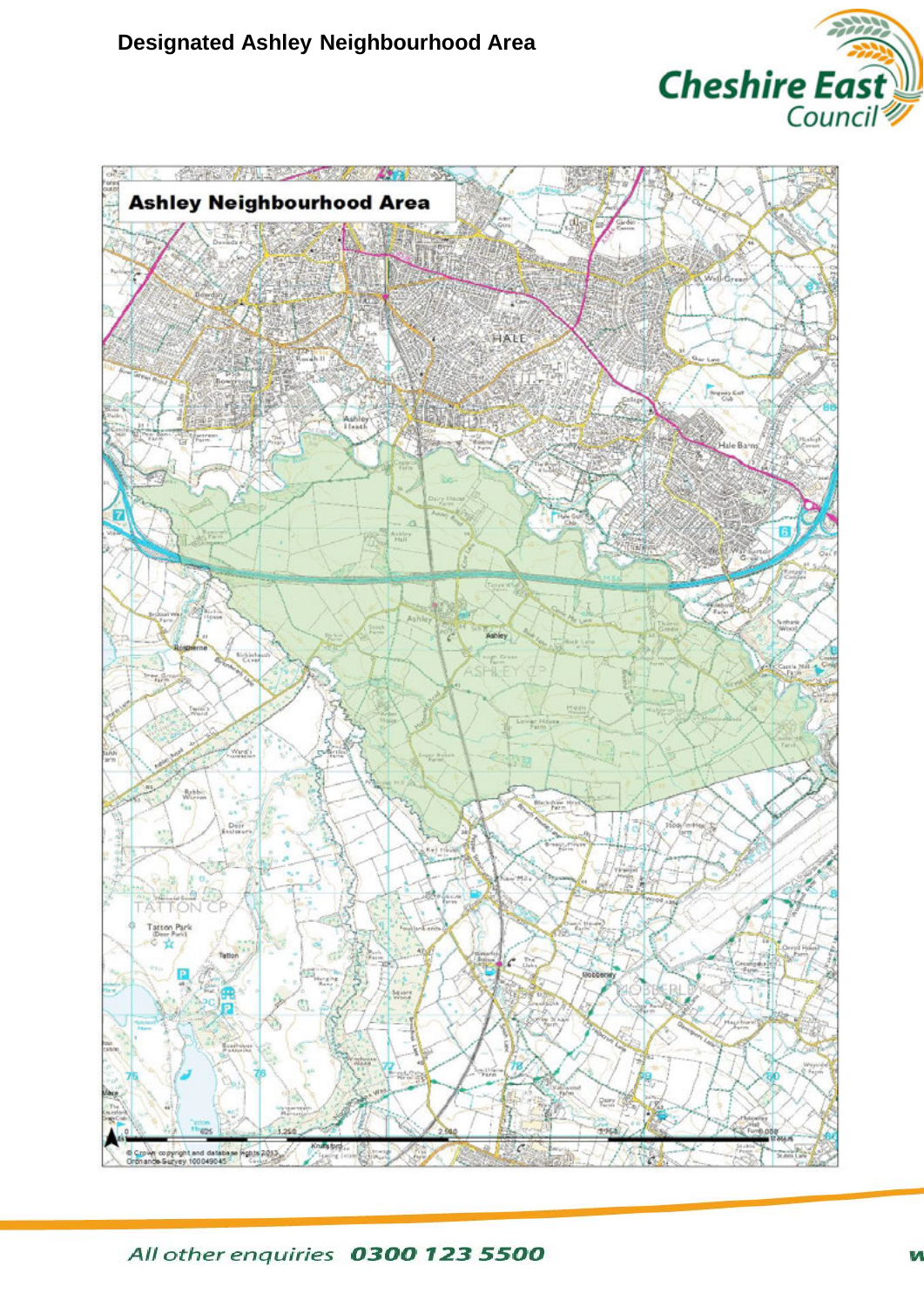**Designated Ashley Neighbourhood Area**

Ashley Neighbourhood Area

© Crown copyright and database rights 2013 Ordnance Survey 100049045

*All other enquiries* **0300 123 5500**